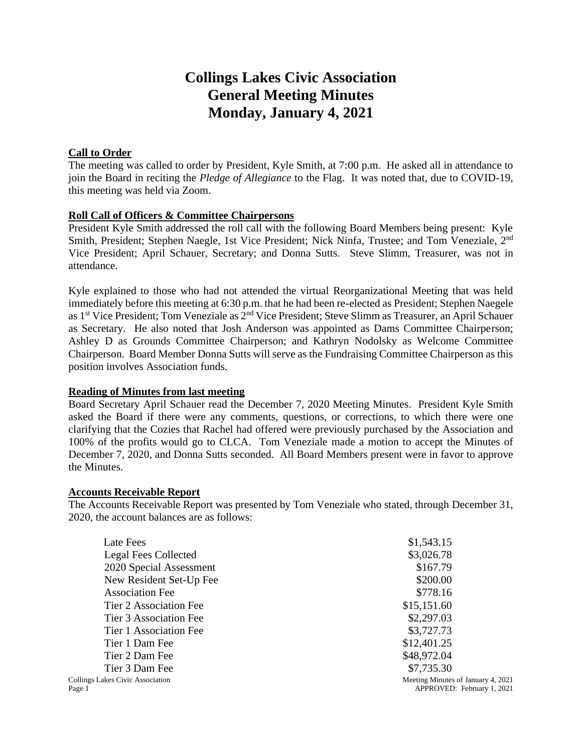# Collings Lakes Civic Association
# General Meeting Minutes
# Monday, January 4, 2021

## Call to Order

The meeting was called to order by President, Kyle Smith, at 7:00 p.m. He asked all in attendance to join the Board in reciting the *Pledge of Allegiance* to the Flag. It was noted that, due to COVID-19, this meeting was held via Zoom.

## Roll Call of Officers & Committee Chairpersons

President Kyle Smith addressed the roll call with the following Board Members being present: Kyle Smith, President; Stephen Naegle, 1st Vice President; Nick Ninfa, Trustee; and Tom Veneziale, 2nd Vice President; April Schauer, Secretary; and Donna Sutts. Steve Slimm, Treasurer, was not in attendance.

Kyle explained to those who had not attended the virtual Reorganizational Meeting that was held immediately before this meeting at 6:30 p.m. that he had been re-elected as President; Stephen Naegele as 1st Vice President; Tom Veneziale as 2nd Vice President; Steve Slimm as Treasurer, an April Schauer as Secretary. He also noted that Josh Anderson was appointed as Dams Committee Chairperson; Ashley D as Grounds Committee Chairperson; and Kathryn Nodolsky as Welcome Committee Chairperson. Board Member Donna Sutts will serve as the Fundraising Committee Chairperson as this position involves Association funds.

## Reading of Minutes from last meeting

Board Secretary April Schauer read the December 7, 2020 Meeting Minutes. President Kyle Smith asked the Board if there were any comments, questions, or corrections, to which there were one clarifying that the Cozies that Rachel had offered were previously purchased by the Association and 100% of the profits would go to CLCA. Tom Veneziale made a motion to accept the Minutes of December 7, 2020, and Donna Sutts seconded. All Board Members present were in favor to approve the Minutes.

## Accounts Receivable Report

The Accounts Receivable Report was presented by Tom Veneziale who stated, through December 31, 2020, the account balances are as follows:

| | |
|---|---|
| Late Fees | $1,543.15 |
| Legal Fees Collected | $3,026.78 |
| 2020 Special Assessment | $167.79 |
| New Resident Set-Up Fee | $200.00 |
| Association Fee | $778.16 |
| Tier 2 Association Fee | $15,151.60 |
| Tier 3 Association Fee | $2,297.03 |
| Tier 1 Association Fee | $3,727.73 |
| Tier 1 Dam Fee | $12,401.25 |
| Tier 2 Dam Fee | $48,972.04 |
| Tier 3 Dam Fee | $7,735.30 |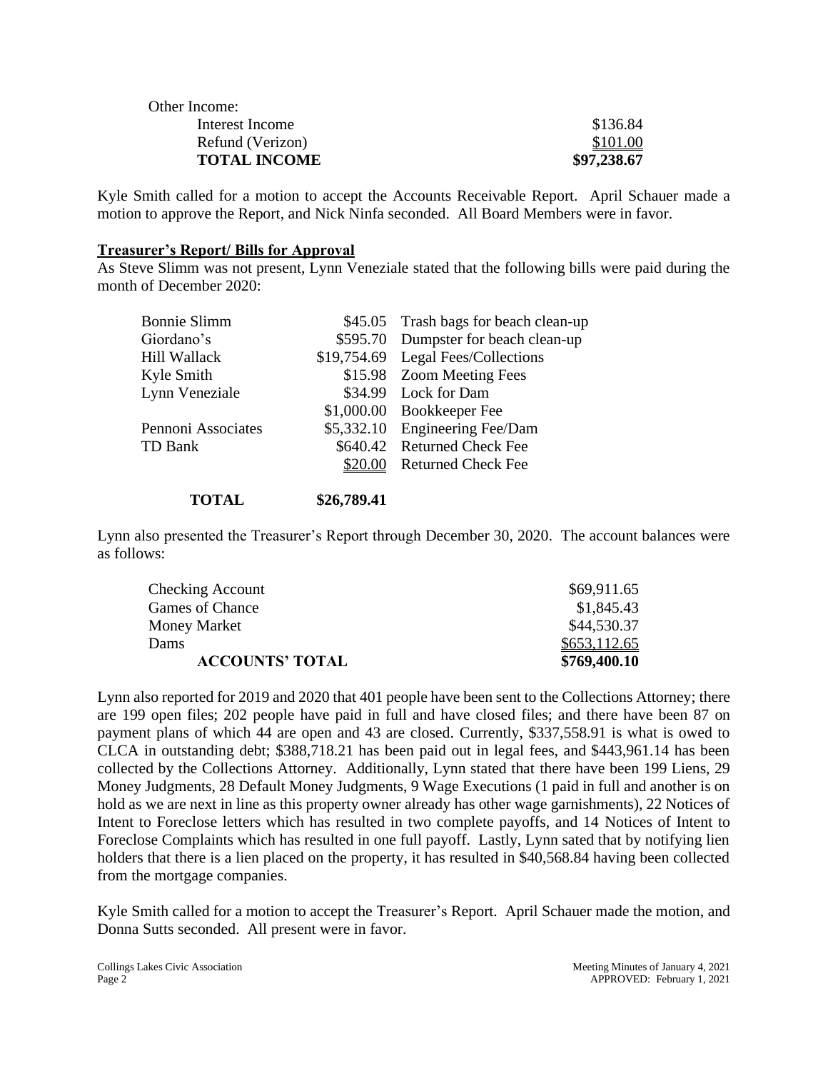| Other Income: | |
|---|---|
| Interest Income | $136.84 |
| Refund (Verizon) | $101.00 |
| **TOTAL INCOME** | **$97,238.67** |

Kyle Smith called for a motion to accept the Accounts Receivable Report. April Schauer made a motion to approve the Report, and Nick Ninfa seconded. All Board Members were in favor.

**Treasurer's Report/ Bills for Approval**

As Steve Slimm was not present, Lynn Veneziale stated that the following bills were paid during the month of December 2020:

| | | |
|---|---|---|
| Bonnie Slimm | $45.05 | Trash bags for beach clean-up |
| Giordano's | $595.70 | Dumpster for beach clean-up |
| Hill Wallack | $19,754.69 | Legal Fees/Collections |
| Kyle Smith | $15.98 | Zoom Meeting Fees |
| Lynn Veneziale | $34.99 | Lock for Dam |
| | $1,000.00 | Bookkeeper Fee |
| Pennoni Associates | $5,332.10 | Engineering Fee/Dam |
| TD Bank | $640.42 | Returned Check Fee |
| | $20.00 | Returned Check Fee |
| **TOTAL** | **$26,789.41** | |

Lynn also presented the Treasurer's Report through December 30, 2020. The account balances were as follows:

| | |
|---|---|
| Checking Account | $69,911.65 |
| Games of Chance | $1,845.43 |
| Money Market | $44,530.37 |
| Dams | $653,112.65 |
| **ACCOUNTS' TOTAL** | **$769,400.10** |

Lynn also reported for 2019 and 2020 that 401 people have been sent to the Collections Attorney; there are 199 open files; 202 people have paid in full and have closed files; and there have been 87 on payment plans of which 44 are open and 43 are closed. Currently, $337,558.91 is what is owed to CLCA in outstanding debt; $388,718.21 has been paid out in legal fees, and $443,961.14 has been collected by the Collections Attorney. Additionally, Lynn stated that there have been 199 Liens, 29 Money Judgments, 28 Default Money Judgments, 9 Wage Executions (1 paid in full and another is on hold as we are next in line as this property owner already has other wage garnishments), 22 Notices of Intent to Foreclose letters which has resulted in two complete payoffs, and 14 Notices of Intent to Foreclose Complaints which has resulted in one full payoff. Lastly, Lynn sated that by notifying lien holders that there is a lien placed on the property, it has resulted in $40,568.84 having been collected from the mortgage companies.

Kyle Smith called for a motion to accept the Treasurer's Report. April Schauer made the motion, and Donna Sutts seconded. All present were in favor.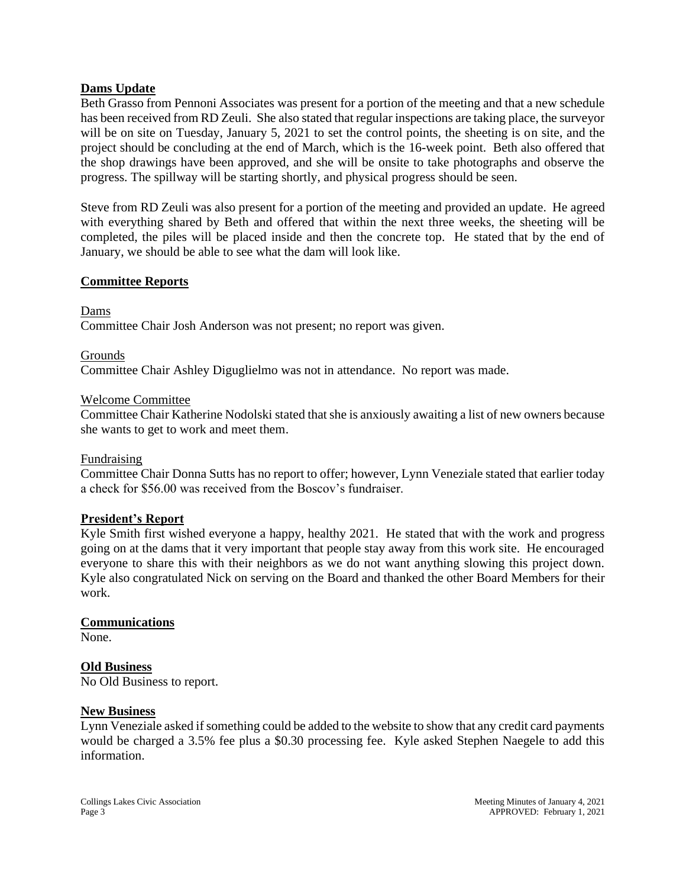**Dams Update**

Beth Grasso from Pennoni Associates was present for a portion of the meeting and that a new schedule has been received from RD Zeuli. She also stated that regular inspections are taking place, the surveyor will be on site on Tuesday, January 5, 2021 to set the control points, the sheeting is on site, and the project should be concluding at the end of March, which is the 16-week point. Beth also offered that the shop drawings have been approved, and she will be onsite to take photographs and observe the progress. The spillway will be starting shortly, and physical progress should be seen.

Steve from RD Zeuli was also present for a portion of the meeting and provided an update. He agreed with everything shared by Beth and offered that within the next three weeks, the sheeting will be completed, the piles will be placed inside and then the concrete top. He stated that by the end of January, we should be able to see what the dam will look like.

**Committee Reports**

Dams

Committee Chair Josh Anderson was not present; no report was given.

Grounds

Committee Chair Ashley Diguglielmo was not in attendance. No report was made.

Welcome Committee

Committee Chair Katherine Nodolski stated that she is anxiously awaiting a list of new owners because she wants to get to work and meet them.

Fundraising

Committee Chair Donna Sutts has no report to offer; however, Lynn Veneziale stated that earlier today a check for $56.00 was received from the Boscov's fundraiser.

**President's Report**

Kyle Smith first wished everyone a happy, healthy 2021. He stated that with the work and progress going on at the dams that it very important that people stay away from this work site. He encouraged everyone to share this with their neighbors as we do not want anything slowing this project down. Kyle also congratulated Nick on serving on the Board and thanked the other Board Members for their work.

**Communications**

None.

**Old Business**

No Old Business to report.

**New Business**

Lynn Veneziale asked if something could be added to the website to show that any credit card payments would be charged a 3.5% fee plus a $0.30 processing fee. Kyle asked Stephen Naegele to add this information.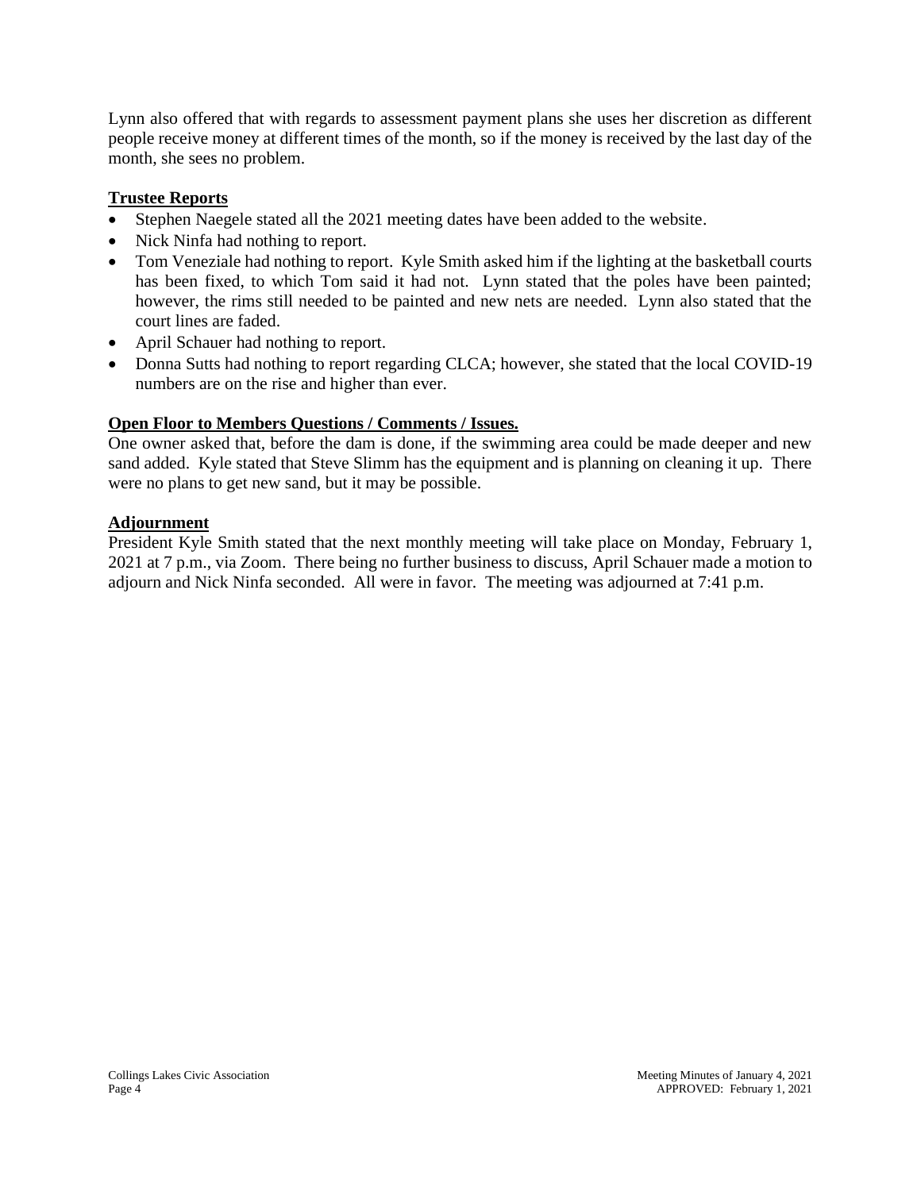Lynn also offered that with regards to assessment payment plans she uses her discretion as different people receive money at different times of the month, so if the money is received by the last day of the month, she sees no problem.

**Trustee Reports**

- Stephen Naegele stated all the 2021 meeting dates have been added to the website.
- Nick Ninfa had nothing to report.
- Tom Veneziale had nothing to report. Kyle Smith asked him if the lighting at the basketball courts has been fixed, to which Tom said it had not. Lynn stated that the poles have been painted; however, the rims still needed to be painted and new nets are needed. Lynn also stated that the court lines are faded.
- April Schauer had nothing to report.
- Donna Sutts had nothing to report regarding CLCA; however, she stated that the local COVID-19 numbers are on the rise and higher than ever.

**Open Floor to Members Questions / Comments / Issues.**

One owner asked that, before the dam is done, if the swimming area could be made deeper and new sand added. Kyle stated that Steve Slimm has the equipment and is planning on cleaning it up. There were no plans to get new sand, but it may be possible.

**Adjournment**

President Kyle Smith stated that the next monthly meeting will take place on Monday, February 1, 2021 at 7 p.m., via Zoom. There being no further business to discuss, April Schauer made a motion to adjourn and Nick Ninfa seconded. All were in favor. The meeting was adjourned at 7:41 p.m.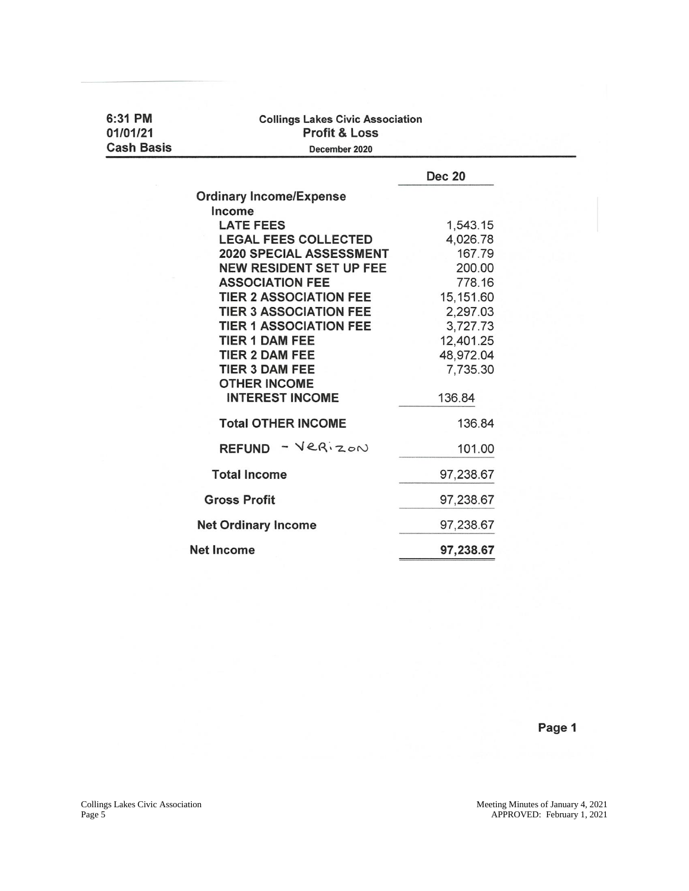6:31 PM
01/01/21
Cash Basis

**Collings Lakes Civic Association**
**Profit & Loss**
**December 2020**

| | Dec 20 |
|---|---|
| **Ordinary Income/Expense** | |
| **Income** | |
| **LATE FEES** | 1,543.15 |
| **LEGAL FEES COLLECTED** | 4,026.78 |
| **2020 SPECIAL ASSESSMENT** | 167.79 |
| **NEW RESIDENT SET UP FEE** | 200.00 |
| **ASSOCIATION FEE** | 778.16 |
| **TIER 2 ASSOCIATION FEE** | 15,151.60 |
| **TIER 3 ASSOCIATION FEE** | 2,297.03 |
| **TIER 1 ASSOCIATION FEE** | 3,727.73 |
| **TIER 1 DAM FEE** | 12,401.25 |
| **TIER 2 DAM FEE** | 48,972.04 |
| **TIER 3 DAM FEE** | 7,735.30 |
| **OTHER INCOME** | |
| **INTEREST INCOME** | 136.84 |
| **Total OTHER INCOME** | 136.84 |
| **REFUND** - Verizon | 101.00 |
| **Total Income** | 97,238.67 |
| **Gross Profit** | 97,238.67 |
| **Net Ordinary Income** | 97,238.67 |
| **Net Income** | **97,238.67** |

Meeting Minutes of January 4, 2021
APPROVED: February 1, 2021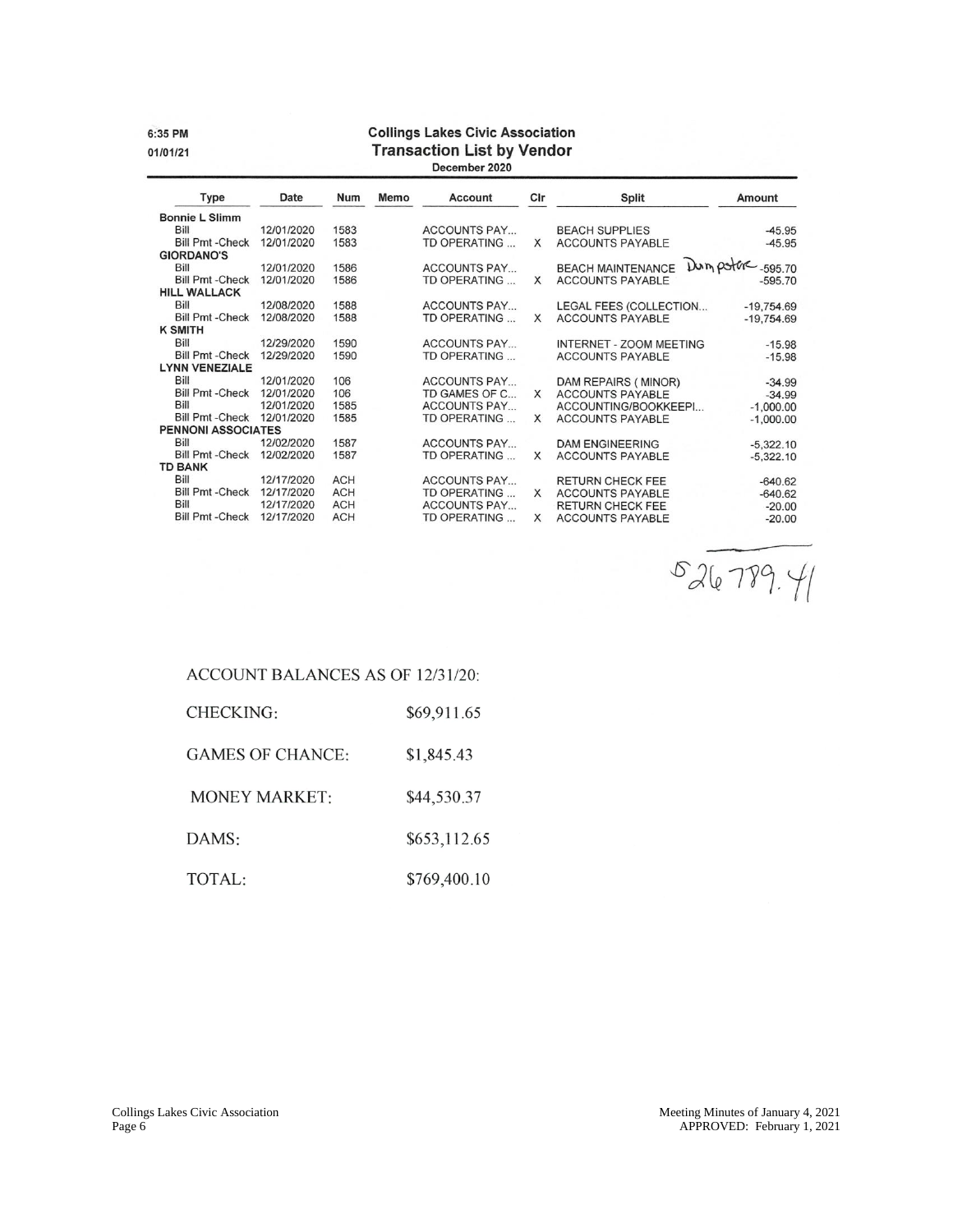6:35 PM

01/01/21

## Collings Lakes Civic Association
## Transaction List by Vendor
December 2020

| Type | Date | Num | Memo | Account | Clr | Split | Amount |
|---|---|---|---|---|---|---|---|
| **Bonnie L Slimm** | | | | | | | |
| Bill | 12/01/2020 | 1583 | | ACCOUNTS PAY... | | BEACH SUPPLIES | -45.95 |
| Bill Pmt -Check | 12/01/2020 | 1583 | | TD OPERATING ... | X | ACCOUNTS PAYABLE | -45.95 |
| **GIORDANO'S** | | | | | | | |
| Bill | 12/01/2020 | 1586 | | ACCOUNTS PAY... | | BEACH MAINTENANCE Dumpster | -595.70 |
| Bill Pmt -Check | 12/01/2020 | 1586 | | TD OPERATING ... | X | ACCOUNTS PAYABLE | -595.70 |
| **HILL WALLACK** | | | | | | | |
| Bill | 12/08/2020 | 1588 | | ACCOUNTS PAY... | | LEGAL FEES (COLLECTION... | -19,754.69 |
| Bill Pmt -Check | 12/08/2020 | 1588 | | TD OPERATING ... | X | ACCOUNTS PAYABLE | -19,754.69 |
| **K SMITH** | | | | | | | |
| Bill | 12/29/2020 | 1590 | | ACCOUNTS PAY... | | INTERNET - ZOOM MEETING | -15.98 |
| Bill Pmt -Check | 12/29/2020 | 1590 | | TD OPERATING ... | | ACCOUNTS PAYABLE | -15.98 |
| **LYNN VENEZIALE** | | | | | | | |
| Bill | 12/01/2020 | 106 | | ACCOUNTS PAY... | | DAM REPAIRS ( MINOR) | -34.99 |
| Bill Pmt -Check | 12/01/2020 | 106 | | TD GAMES OF C... | X | ACCOUNTS PAYABLE | -34.99 |
| Bill | 12/01/2020 | 1585 | | ACCOUNTS PAY... | | ACCOUNTING/BOOKKEEPI... | -1,000.00 |
| Bill Pmt -Check | 12/01/2020 | 1585 | | TD OPERATING ... | X | ACCOUNTS PAYABLE | -1,000.00 |
| **PENNONI ASSOCIATES** | | | | | | | |
| Bill | 12/02/2020 | 1587 | | ACCOUNTS PAY... | | DAM ENGINEERING | -5,322.10 |
| Bill Pmt -Check | 12/02/2020 | 1587 | | TD OPERATING ... | X | ACCOUNTS PAYABLE | -5,322.10 |
| **TD BANK** | | | | | | | |
| Bill | 12/17/2020 | ACH | | ACCOUNTS PAY... | | RETURN CHECK FEE | -640.62 |
| Bill Pmt -Check | 12/17/2020 | ACH | | TD OPERATING ... | X | ACCOUNTS PAYABLE | -640.62 |
| Bill | 12/17/2020 | ACH | | ACCOUNTS PAY... | | RETURN CHECK FEE | -20.00 |
| Bill Pmt -Check | 12/17/2020 | ACH | | TD OPERATING ... | X | ACCOUNTS PAYABLE | -20.00 |

$26789.41

ACCOUNT BALANCES AS OF 12/31/20:

| | |
|---|---|
| CHECKING: | $69,911.65 |
| GAMES OF CHANCE: | $1,845.43 |
| MONEY MARKET: | $44,530.37 |
| DAMS: | $653,112.65 |
| TOTAL: | $769,400.10 |